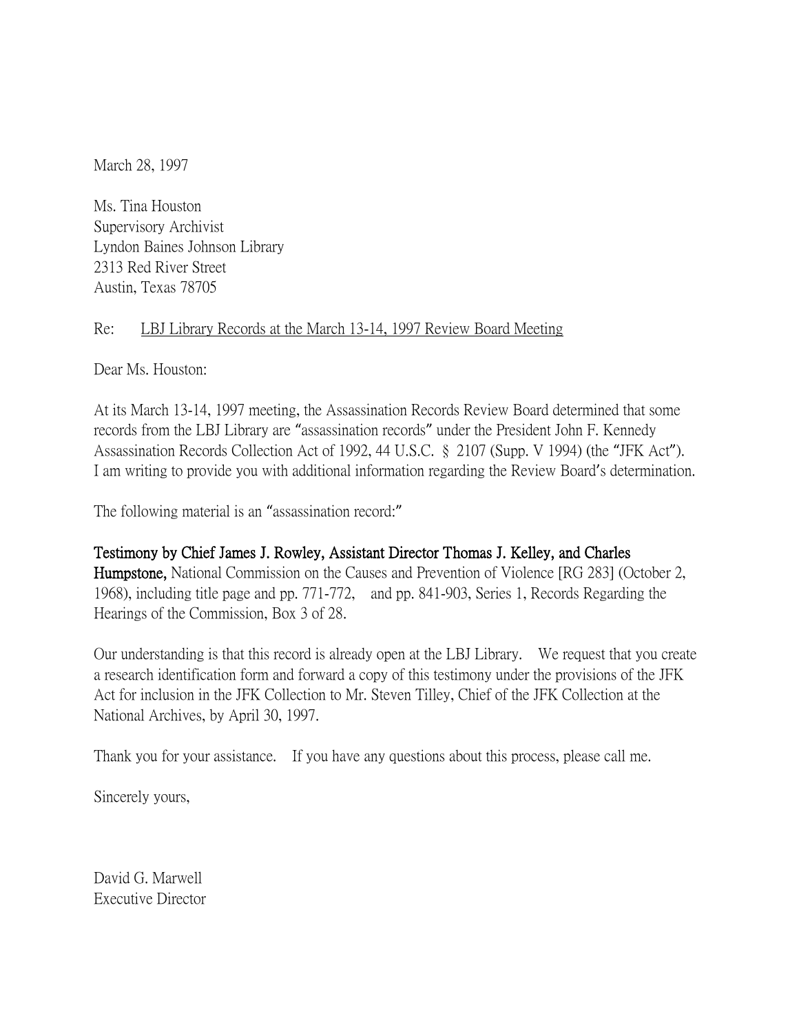March 28, 1997

Ms. Tina Houston
Supervisory Archivist
Lyndon Baines Johnson Library
2313 Red River Street
Austin, Texas 78705

Re: LBJ Library Records at the March 13-14, 1997 Review Board Meeting

Dear Ms. Houston:

At its March 13-14, 1997 meeting, the Assassination Records Review Board determined that some records from the LBJ Library are "assassination records" under the President John F. Kennedy Assassination Records Collection Act of 1992, 44 U.S.C. § 2107 (Supp. V 1994) (the "JFK Act"). I am writing to provide you with additional information regarding the Review Board's determination.

The following material is an "assassination record:"

**Testimony by Chief James J. Rowley, Assistant Director Thomas J. Kelley, and Charles Humpstone,** National Commission on the Causes and Prevention of Violence [RG 283] (October 2, 1968), including title page and pp. 771-772, and pp. 841-903, Series 1, Records Regarding the Hearings of the Commission, Box 3 of 28.

Our understanding is that this record is already open at the LBJ Library. We request that you create a research identification form and forward a copy of this testimony under the provisions of the JFK Act for inclusion in the JFK Collection to Mr. Steven Tilley, Chief of the JFK Collection at the National Archives, by April 30, 1997.

Thank you for your assistance. If you have any questions about this process, please call me.

Sincerely yours,

David G. Marwell
Executive Director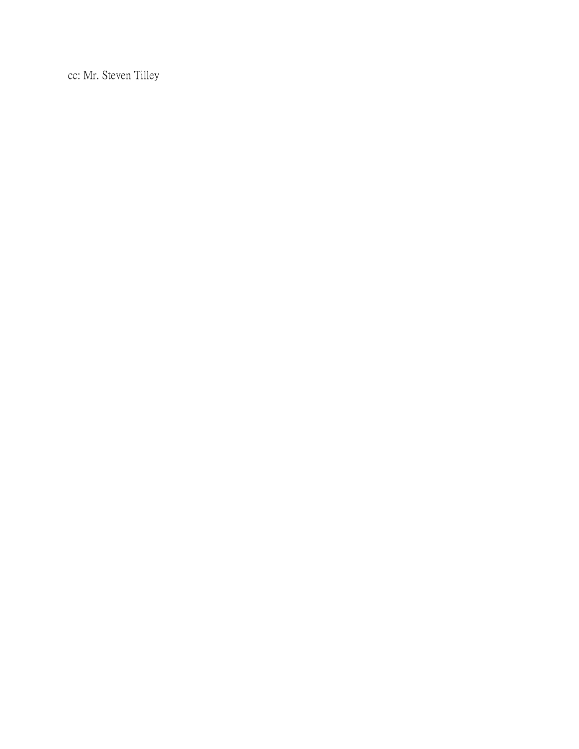cc: Mr. Steven Tilley